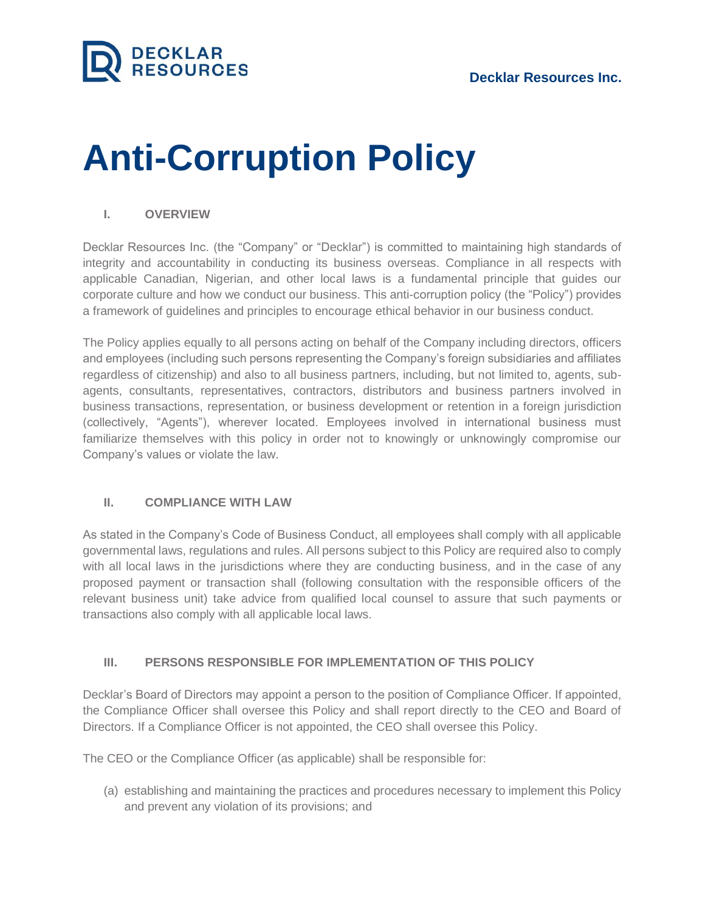Decklar Resources Inc.

# Anti-Corruption Policy

## I. OVERVIEW

Decklar Resources Inc. (the "Company" or "Decklar") is committed to maintaining high standards of integrity and accountability in conducting its business overseas. Compliance in all respects with applicable Canadian, Nigerian, and other local laws is a fundamental principle that guides our corporate culture and how we conduct our business. This anti-corruption policy (the "Policy") provides a framework of guidelines and principles to encourage ethical behavior in our business conduct.

The Policy applies equally to all persons acting on behalf of the Company including directors, officers and employees (including such persons representing the Company's foreign subsidiaries and affiliates regardless of citizenship) and also to all business partners, including, but not limited to, agents, sub-agents, consultants, representatives, contractors, distributors and business partners involved in business transactions, representation, or business development or retention in a foreign jurisdiction (collectively, "Agents"), wherever located. Employees involved in international business must familiarize themselves with this policy in order not to knowingly or unknowingly compromise our Company's values or violate the law.

## II. COMPLIANCE WITH LAW

As stated in the Company's Code of Business Conduct, all employees shall comply with all applicable governmental laws, regulations and rules. All persons subject to this Policy are required also to comply with all local laws in the jurisdictions where they are conducting business, and in the case of any proposed payment or transaction shall (following consultation with the responsible officers of the relevant business unit) take advice from qualified local counsel to assure that such payments or transactions also comply with all applicable local laws.

## III. PERSONS RESPONSIBLE FOR IMPLEMENTATION OF THIS POLICY

Decklar's Board of Directors may appoint a person to the position of Compliance Officer. If appointed, the Compliance Officer shall oversee this Policy and shall report directly to the CEO and Board of Directors. If a Compliance Officer is not appointed, the CEO shall oversee this Policy.

The CEO or the Compliance Officer (as applicable) shall be responsible for:

(a) establishing and maintaining the practices and procedures necessary to implement this Policy and prevent any violation of its provisions; and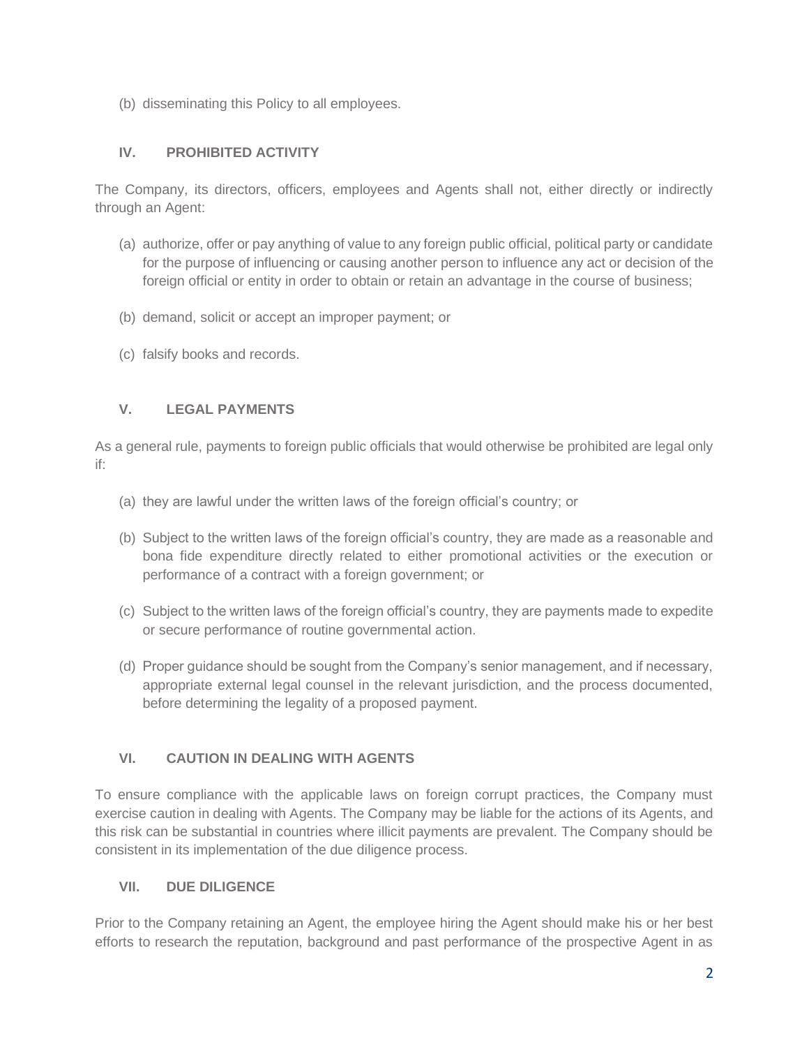(b) disseminating this Policy to all employees.

## IV. PROHIBITED ACTIVITY

The Company, its directors, officers, employees and Agents shall not, either directly or indirectly through an Agent:

(a) authorize, offer or pay anything of value to any foreign public official, political party or candidate for the purpose of influencing or causing another person to influence any act or decision of the foreign official or entity in order to obtain or retain an advantage in the course of business;

(b) demand, solicit or accept an improper payment; or

(c) falsify books and records.

## V. LEGAL PAYMENTS

As a general rule, payments to foreign public officials that would otherwise be prohibited are legal only if:

(a) they are lawful under the written laws of the foreign official's country; or

(b) Subject to the written laws of the foreign official's country, they are made as a reasonable and bona fide expenditure directly related to either promotional activities or the execution or performance of a contract with a foreign government; or

(c) Subject to the written laws of the foreign official's country, they are payments made to expedite or secure performance of routine governmental action.

(d) Proper guidance should be sought from the Company's senior management, and if necessary, appropriate external legal counsel in the relevant jurisdiction, and the process documented, before determining the legality of a proposed payment.

## VI. CAUTION IN DEALING WITH AGENTS

To ensure compliance with the applicable laws on foreign corrupt practices, the Company must exercise caution in dealing with Agents. The Company may be liable for the actions of its Agents, and this risk can be substantial in countries where illicit payments are prevalent. The Company should be consistent in its implementation of the due diligence process.

## VII. DUE DILIGENCE

Prior to the Company retaining an Agent, the employee hiring the Agent should make his or her best efforts to research the reputation, background and past performance of the prospective Agent in as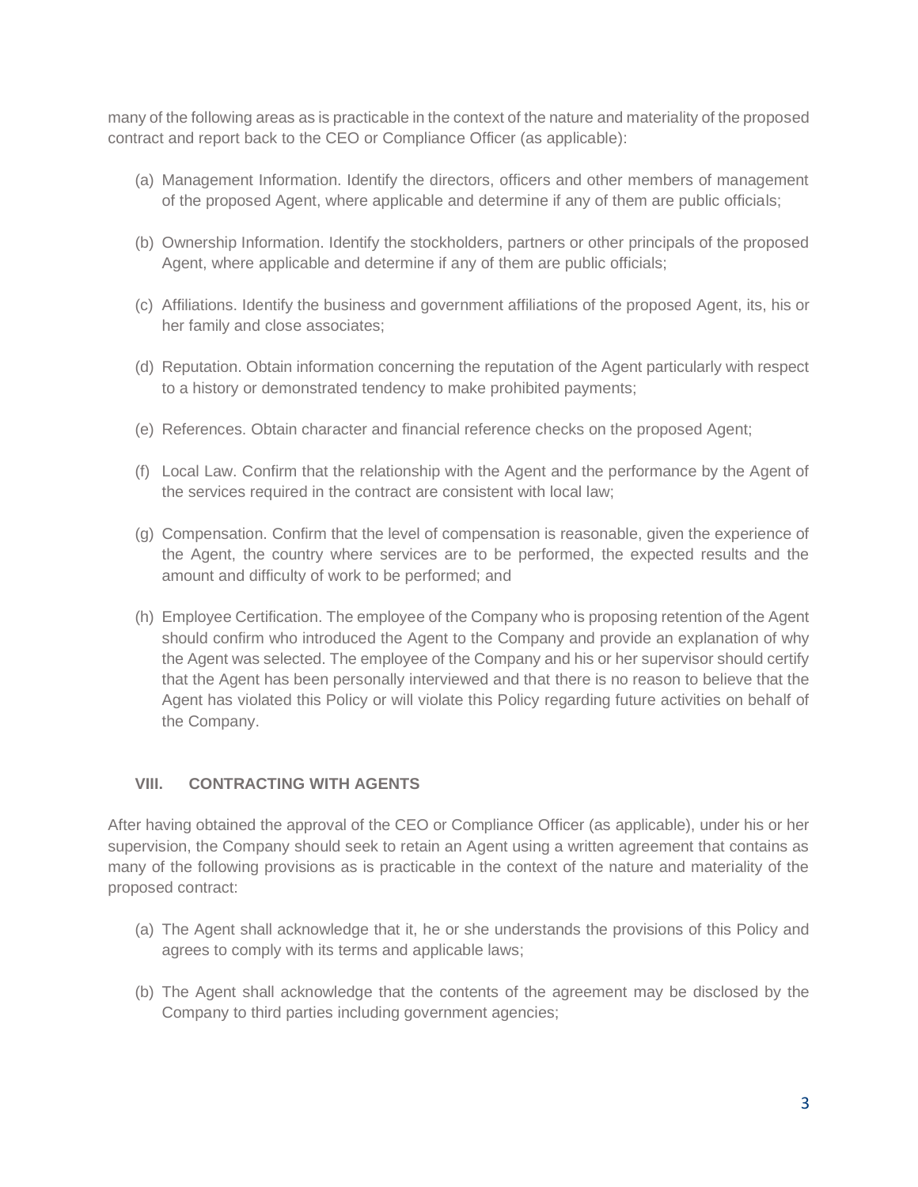many of the following areas as is practicable in the context of the nature and materiality of the proposed contract and report back to the CEO or Compliance Officer (as applicable):

(a) Management Information. Identify the directors, officers and other members of management of the proposed Agent, where applicable and determine if any of them are public officials;

(b) Ownership Information. Identify the stockholders, partners or other principals of the proposed Agent, where applicable and determine if any of them are public officials;

(c) Affiliations. Identify the business and government affiliations of the proposed Agent, its, his or her family and close associates;

(d) Reputation. Obtain information concerning the reputation of the Agent particularly with respect to a history or demonstrated tendency to make prohibited payments;

(e) References. Obtain character and financial reference checks on the proposed Agent;

(f) Local Law. Confirm that the relationship with the Agent and the performance by the Agent of the services required in the contract are consistent with local law;

(g) Compensation. Confirm that the level of compensation is reasonable, given the experience of the Agent, the country where services are to be performed, the expected results and the amount and difficulty of work to be performed; and

(h) Employee Certification. The employee of the Company who is proposing retention of the Agent should confirm who introduced the Agent to the Company and provide an explanation of why the Agent was selected. The employee of the Company and his or her supervisor should certify that the Agent has been personally interviewed and that there is no reason to believe that the Agent has violated this Policy or will violate this Policy regarding future activities on behalf of the Company.

## VIII. CONTRACTING WITH AGENTS

After having obtained the approval of the CEO or Compliance Officer (as applicable), under his or her supervision, the Company should seek to retain an Agent using a written agreement that contains as many of the following provisions as is practicable in the context of the nature and materiality of the proposed contract:

(a) The Agent shall acknowledge that it, he or she understands the provisions of this Policy and agrees to comply with its terms and applicable laws;

(b) The Agent shall acknowledge that the contents of the agreement may be disclosed by the Company to third parties including government agencies;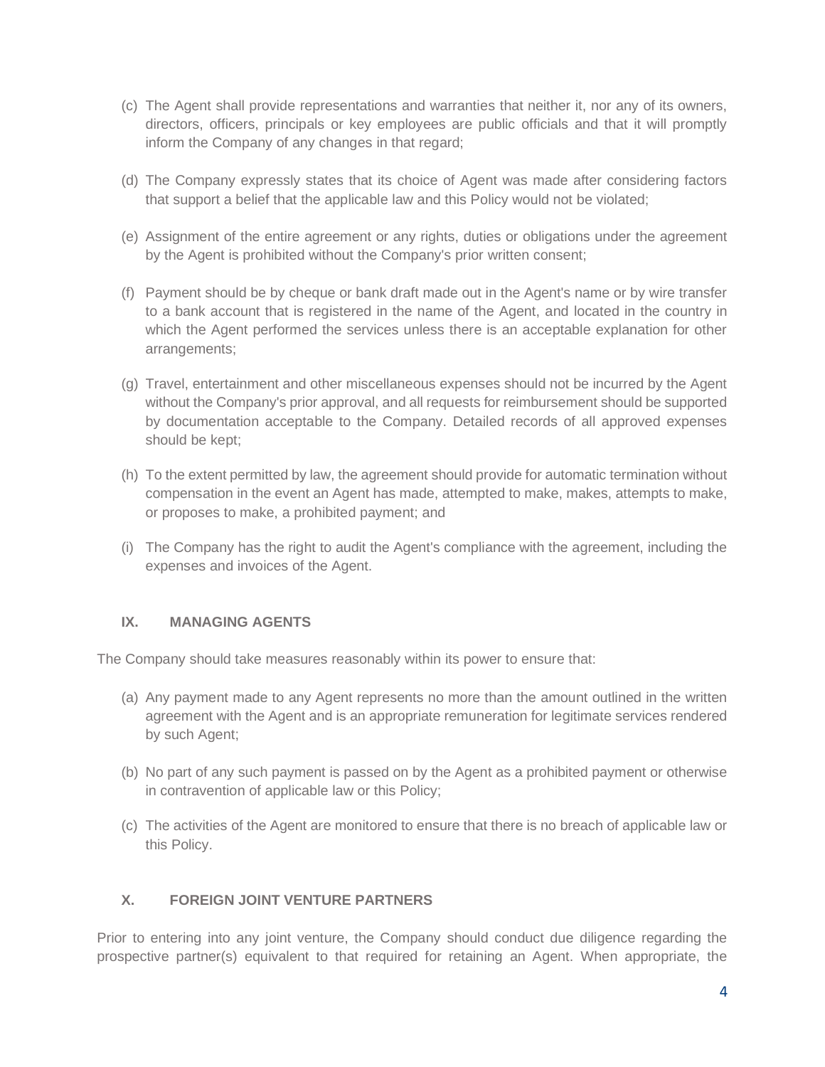(c) The Agent shall provide representations and warranties that neither it, nor any of its owners, directors, officers, principals or key employees are public officials and that it will promptly inform the Company of any changes in that regard;

(d) The Company expressly states that its choice of Agent was made after considering factors that support a belief that the applicable law and this Policy would not be violated;

(e) Assignment of the entire agreement or any rights, duties or obligations under the agreement by the Agent is prohibited without the Company's prior written consent;

(f) Payment should be by cheque or bank draft made out in the Agent's name or by wire transfer to a bank account that is registered in the name of the Agent, and located in the country in which the Agent performed the services unless there is an acceptable explanation for other arrangements;

(g) Travel, entertainment and other miscellaneous expenses should not be incurred by the Agent without the Company's prior approval, and all requests for reimbursement should be supported by documentation acceptable to the Company. Detailed records of all approved expenses should be kept;

(h) To the extent permitted by law, the agreement should provide for automatic termination without compensation in the event an Agent has made, attempted to make, makes, attempts to make, or proposes to make, a prohibited payment; and

(i) The Company has the right to audit the Agent's compliance with the agreement, including the expenses and invoices of the Agent.

## IX. MANAGING AGENTS

The Company should take measures reasonably within its power to ensure that:

(a) Any payment made to any Agent represents no more than the amount outlined in the written agreement with the Agent and is an appropriate remuneration for legitimate services rendered by such Agent;

(b) No part of any such payment is passed on by the Agent as a prohibited payment or otherwise in contravention of applicable law or this Policy;

(c) The activities of the Agent are monitored to ensure that there is no breach of applicable law or this Policy.

## X. FOREIGN JOINT VENTURE PARTNERS

Prior to entering into any joint venture, the Company should conduct due diligence regarding the prospective partner(s) equivalent to that required for retaining an Agent. When appropriate, the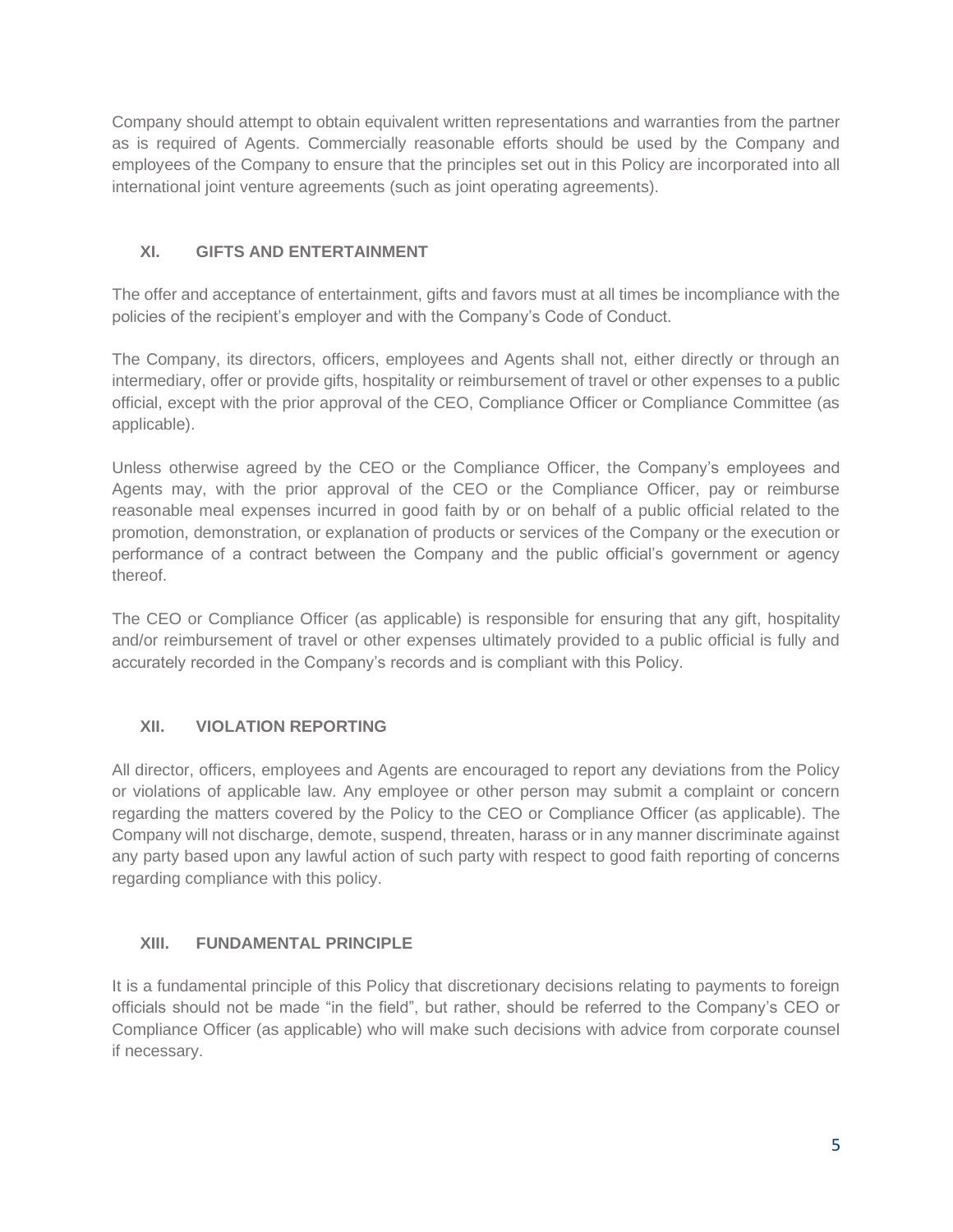Company should attempt to obtain equivalent written representations and warranties from the partner as is required of Agents. Commercially reasonable efforts should be used by the Company and employees of the Company to ensure that the principles set out in this Policy are incorporated into all international joint venture agreements (such as joint operating agreements).

## XI. GIFTS AND ENTERTAINMENT

The offer and acceptance of entertainment, gifts and favors must at all times be incompliance with the policies of the recipient's employer and with the Company's Code of Conduct.

The Company, its directors, officers, employees and Agents shall not, either directly or through an intermediary, offer or provide gifts, hospitality or reimbursement of travel or other expenses to a public official, except with the prior approval of the CEO, Compliance Officer or Compliance Committee (as applicable).

Unless otherwise agreed by the CEO or the Compliance Officer, the Company's employees and Agents may, with the prior approval of the CEO or the Compliance Officer, pay or reimburse reasonable meal expenses incurred in good faith by or on behalf of a public official related to the promotion, demonstration, or explanation of products or services of the Company or the execution or performance of a contract between the Company and the public official's government or agency thereof.

The CEO or Compliance Officer (as applicable) is responsible for ensuring that any gift, hospitality and/or reimbursement of travel or other expenses ultimately provided to a public official is fully and accurately recorded in the Company's records and is compliant with this Policy.

## XII. VIOLATION REPORTING

All director, officers, employees and Agents are encouraged to report any deviations from the Policy or violations of applicable law. Any employee or other person may submit a complaint or concern regarding the matters covered by the Policy to the CEO or Compliance Officer (as applicable). The Company will not discharge, demote, suspend, threaten, harass or in any manner discriminate against any party based upon any lawful action of such party with respect to good faith reporting of concerns regarding compliance with this policy.

## XIII. FUNDAMENTAL PRINCIPLE

It is a fundamental principle of this Policy that discretionary decisions relating to payments to foreign officials should not be made "in the field", but rather, should be referred to the Company's CEO or Compliance Officer (as applicable) who will make such decisions with advice from corporate counsel if necessary.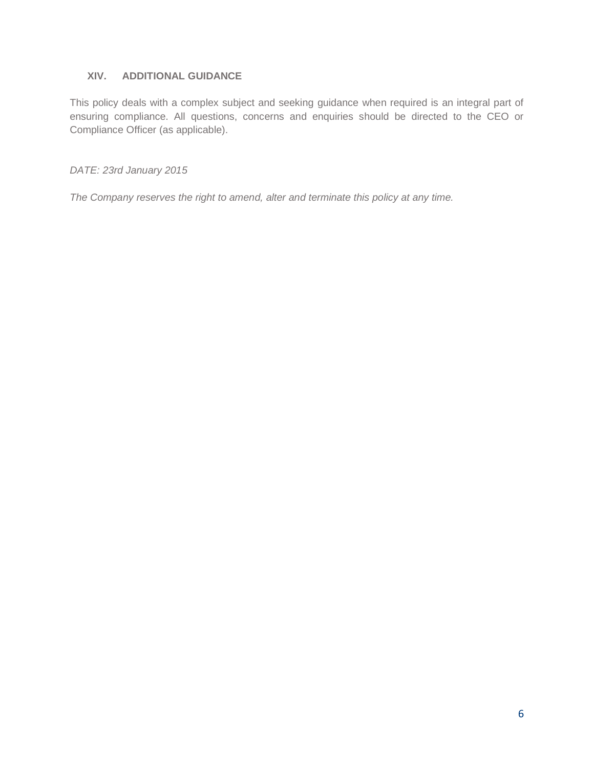## XIV. ADDITIONAL GUIDANCE

This policy deals with a complex subject and seeking guidance when required is an integral part of ensuring compliance. All questions, concerns and enquiries should be directed to the CEO or Compliance Officer (as applicable).

*DATE: 23rd January 2015*

*The Company reserves the right to amend, alter and terminate this policy at any time.*